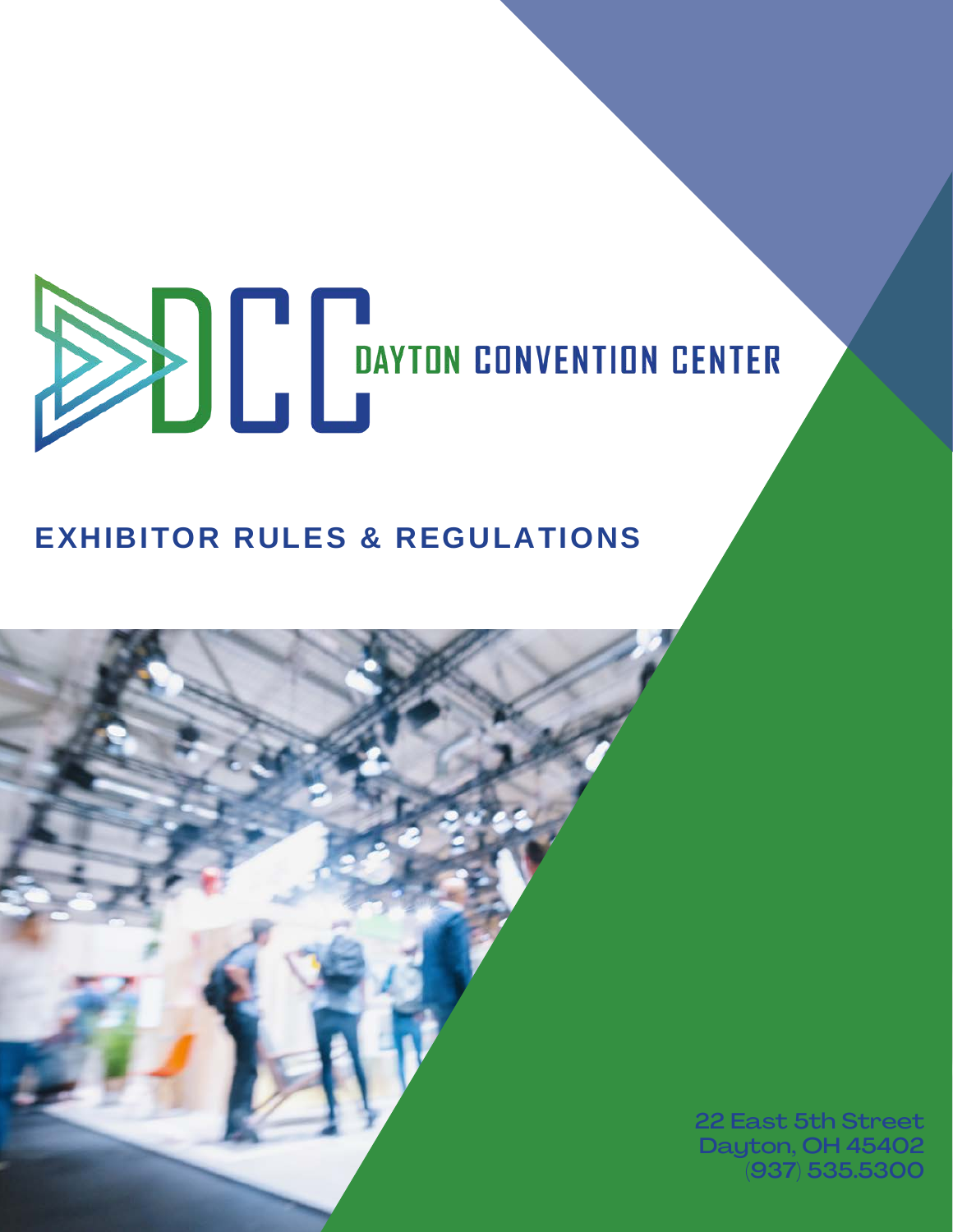# DCC DAYTON CONVENTION CENTER

## EXHIBITOR RULES & REGULATIONS

22 East 5th Street
Dayton, OH 45402
(937) 535.5300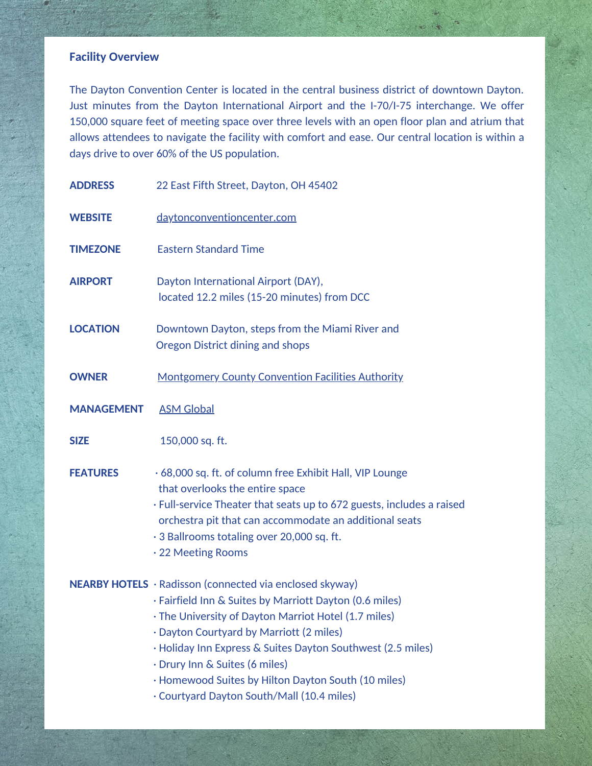## Facility Overview

The Dayton Convention Center is located in the central business district of downtown Dayton. Just minutes from the Dayton International Airport and the I-70/I-75 interchange. We offer 150,000 square feet of meeting space over three levels with an open floor plan and atrium that allows attendees to navigate the facility with comfort and ease. Our central location is within a days drive to over 60% of the US population.

**ADDRESS** 22 East Fifth Street, Dayton, OH 45402

**WEBSITE** daytonconventioncenter.com

**TIMEZONE** Eastern Standard Time

**AIRPORT** Dayton International Airport (DAY), located 12.2 miles (15-20 minutes) from DCC

**LOCATION** Downtown Dayton, steps from the Miami River and Oregon District dining and shops

**OWNER** Montgomery County Convention Facilities Authority

**MANAGEMENT** ASM Global

**SIZE** 150,000 sq. ft.

**FEATURES**

- 68,000 sq. ft. of column free Exhibit Hall, VIP Lounge that overlooks the entire space
- Full-service Theater that seats up to 672 guests, includes a raised orchestra pit that can accommodate an additional seats
- 3 Ballrooms totaling over 20,000 sq. ft.
- 22 Meeting Rooms

**NEARBY HOTELS**

- Radisson (connected via enclosed skyway)
- Fairfield Inn & Suites by Marriott Dayton (0.6 miles)
- The University of Dayton Marriot Hotel (1.7 miles)
- Dayton Courtyard by Marriott (2 miles)
- Holiday Inn Express & Suites Dayton Southwest (2.5 miles)
- Drury Inn & Suites (6 miles)
- Homewood Suites by Hilton Dayton South (10 miles)
- Courtyard Dayton South/Mall (10.4 miles)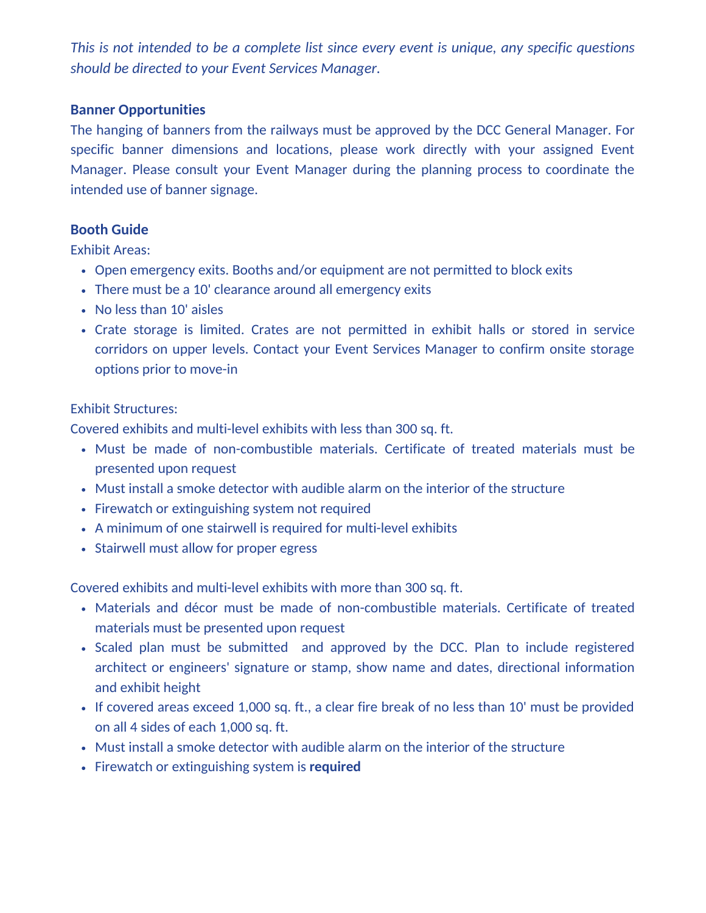*This is not intended to be a complete list since every event is unique, any specific questions should be directed to your Event Services Manager.*

**Banner Opportunities**

The hanging of banners from the railways must be approved by the DCC General Manager. For specific banner dimensions and locations, please work directly with your assigned Event Manager. Please consult your Event Manager during the planning process to coordinate the intended use of banner signage.

**Booth Guide**

Exhibit Areas:

- Open emergency exits. Booths and/or equipment are not permitted to block exits
- There must be a 10' clearance around all emergency exits
- No less than 10' aisles
- Crate storage is limited. Crates are not permitted in exhibit halls or stored in service corridors on upper levels. Contact your Event Services Manager to confirm onsite storage options prior to move-in

Exhibit Structures:

Covered exhibits and multi-level exhibits with less than 300 sq. ft.

- Must be made of non-combustible materials. Certificate of treated materials must be presented upon request
- Must install a smoke detector with audible alarm on the interior of the structure
- Firewatch or extinguishing system not required
- A minimum of one stairwell is required for multi-level exhibits
- Stairwell must allow for proper egress

Covered exhibits and multi-level exhibits with more than 300 sq. ft.

- Materials and décor must be made of non-combustible materials. Certificate of treated materials must be presented upon request
- Scaled plan must be submitted and approved by the DCC. Plan to include registered architect or engineers' signature or stamp, show name and dates, directional information and exhibit height
- If covered areas exceed 1,000 sq. ft., a clear fire break of no less than 10' must be provided on all 4 sides of each 1,000 sq. ft.
- Must install a smoke detector with audible alarm on the interior of the structure
- Firewatch or extinguishing system is **required**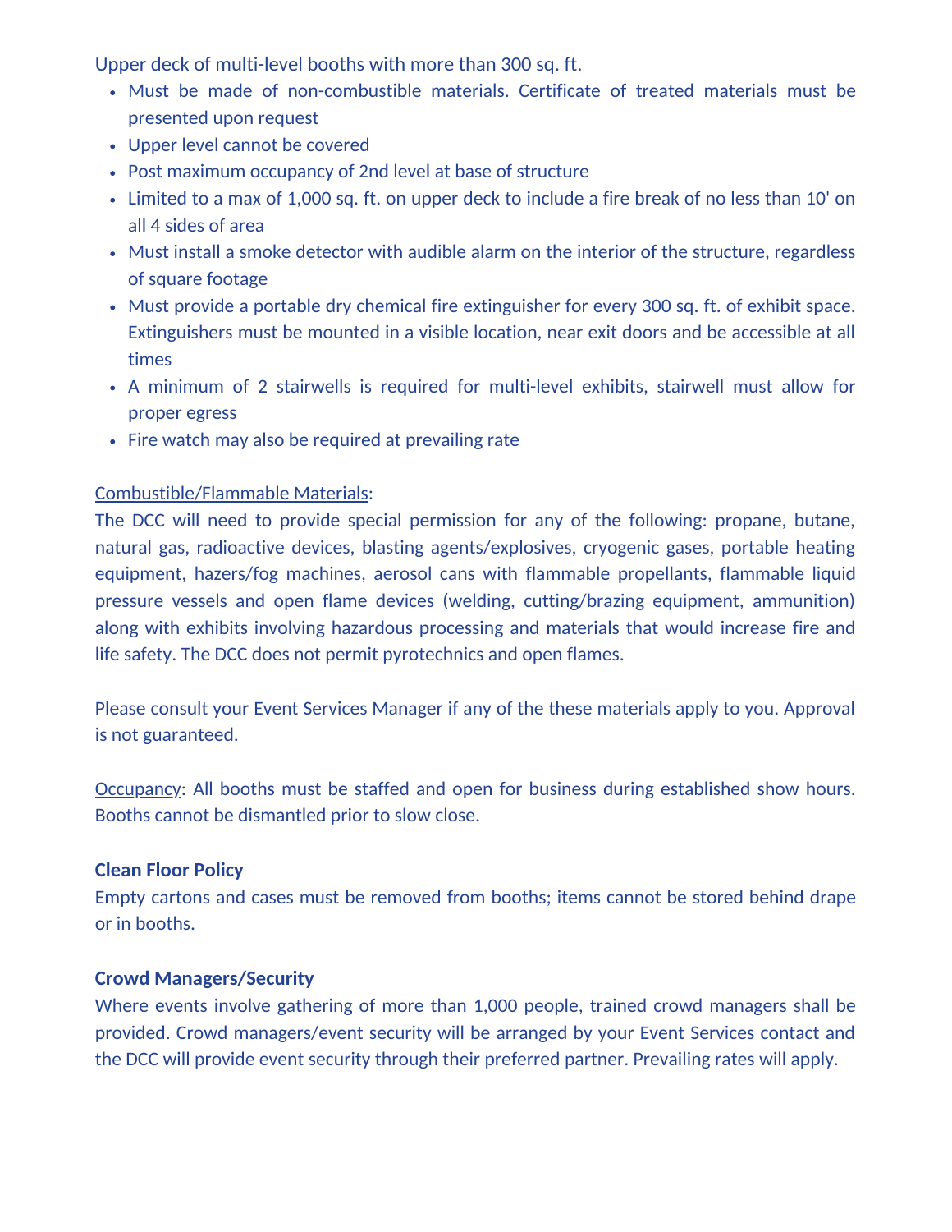Upper deck of multi-level booths with more than 300 sq. ft.

- Must be made of non-combustible materials. Certificate of treated materials must be presented upon request
- Upper level cannot be covered
- Post maximum occupancy of 2nd level at base of structure
- Limited to a max of 1,000 sq. ft. on upper deck to include a fire break of no less than 10' on all 4 sides of area
- Must install a smoke detector with audible alarm on the interior of the structure, regardless of square footage
- Must provide a portable dry chemical fire extinguisher for every 300 sq. ft. of exhibit space. Extinguishers must be mounted in a visible location, near exit doors and be accessible at all times
- A minimum of 2 stairwells is required for multi-level exhibits, stairwell must allow for proper egress
- Fire watch may also be required at prevailing rate

<u>Combustible/Flammable Materials</u>:
The DCC will need to provide special permission for any of the following: propane, butane, natural gas, radioactive devices, blasting agents/explosives, cryogenic gases, portable heating equipment, hazers/fog machines, aerosol cans with flammable propellants, flammable liquid pressure vessels and open flame devices (welding, cutting/brazing equipment, ammunition) along with exhibits involving hazardous processing and materials that would increase fire and life safety. The DCC does not permit pyrotechnics and open flames.

Please consult your Event Services Manager if any of the these materials apply to you. Approval is not guaranteed.

<u>Occupancy</u>: All booths must be staffed and open for business during established show hours. Booths cannot be dismantled prior to slow close.

**Clean Floor Policy**

Empty cartons and cases must be removed from booths; items cannot be stored behind drape or in booths.

**Crowd Managers/Security**

Where events involve gathering of more than 1,000 people, trained crowd managers shall be provided. Crowd managers/event security will be arranged by your Event Services contact and the DCC will provide event security through their preferred partner. Prevailing rates will apply.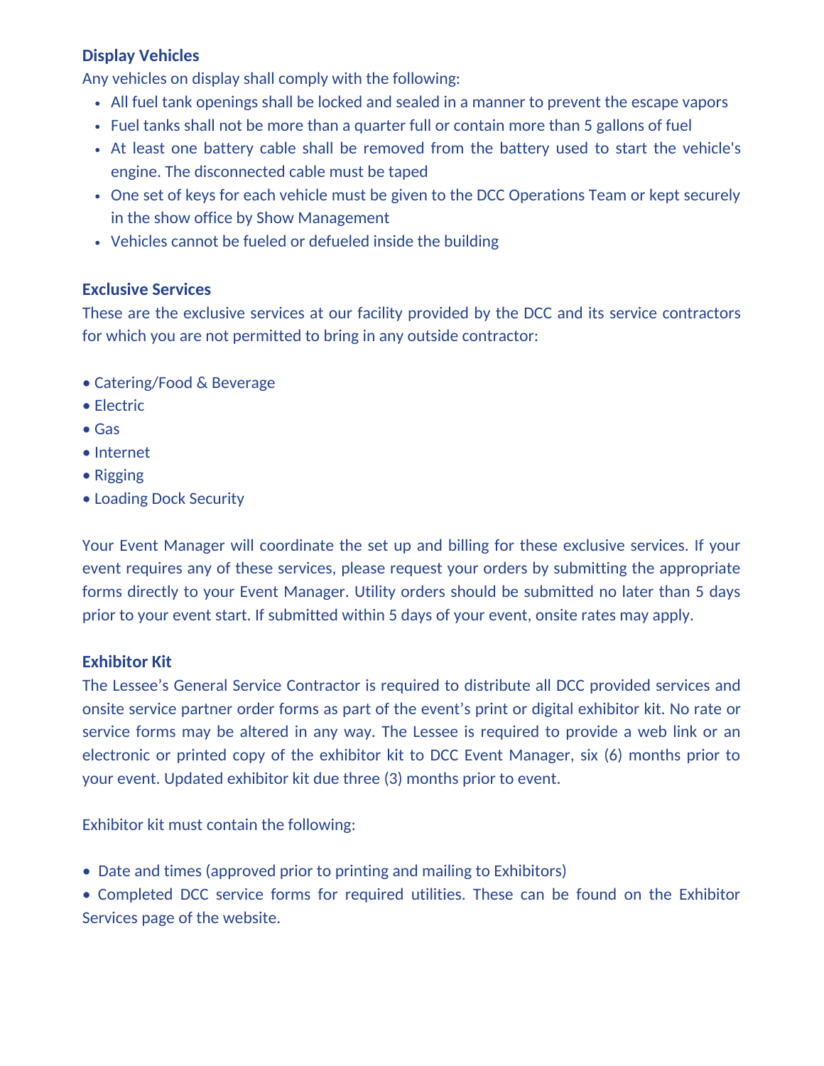**Display Vehicles**

Any vehicles on display shall comply with the following:

- All fuel tank openings shall be locked and sealed in a manner to prevent the escape vapors
- Fuel tanks shall not be more than a quarter full or contain more than 5 gallons of fuel
- At least one battery cable shall be removed from the battery used to start the vehicle's engine. The disconnected cable must be taped
- One set of keys for each vehicle must be given to the DCC Operations Team or kept securely in the show office by Show Management
- Vehicles cannot be fueled or defueled inside the building

**Exclusive Services**

These are the exclusive services at our facility provided by the DCC and its service contractors for which you are not permitted to bring in any outside contractor:

- Catering/Food & Beverage
- Electric
- Gas
- Internet
- Rigging
- Loading Dock Security

Your Event Manager will coordinate the set up and billing for these exclusive services. If your event requires any of these services, please request your orders by submitting the appropriate forms directly to your Event Manager. Utility orders should be submitted no later than 5 days prior to your event start. If submitted within 5 days of your event, onsite rates may apply.

**Exhibitor Kit**

The Lessee's General Service Contractor is required to distribute all DCC provided services and onsite service partner order forms as part of the event's print or digital exhibitor kit. No rate or service forms may be altered in any way. The Lessee is required to provide a web link or an electronic or printed copy of the exhibitor kit to DCC Event Manager, six (6) months prior to your event. Updated exhibitor kit due three (3) months prior to event.

Exhibitor kit must contain the following:

- Date and times (approved prior to printing and mailing to Exhibitors)
- Completed DCC service forms for required utilities. These can be found on the Exhibitor Services page of the website.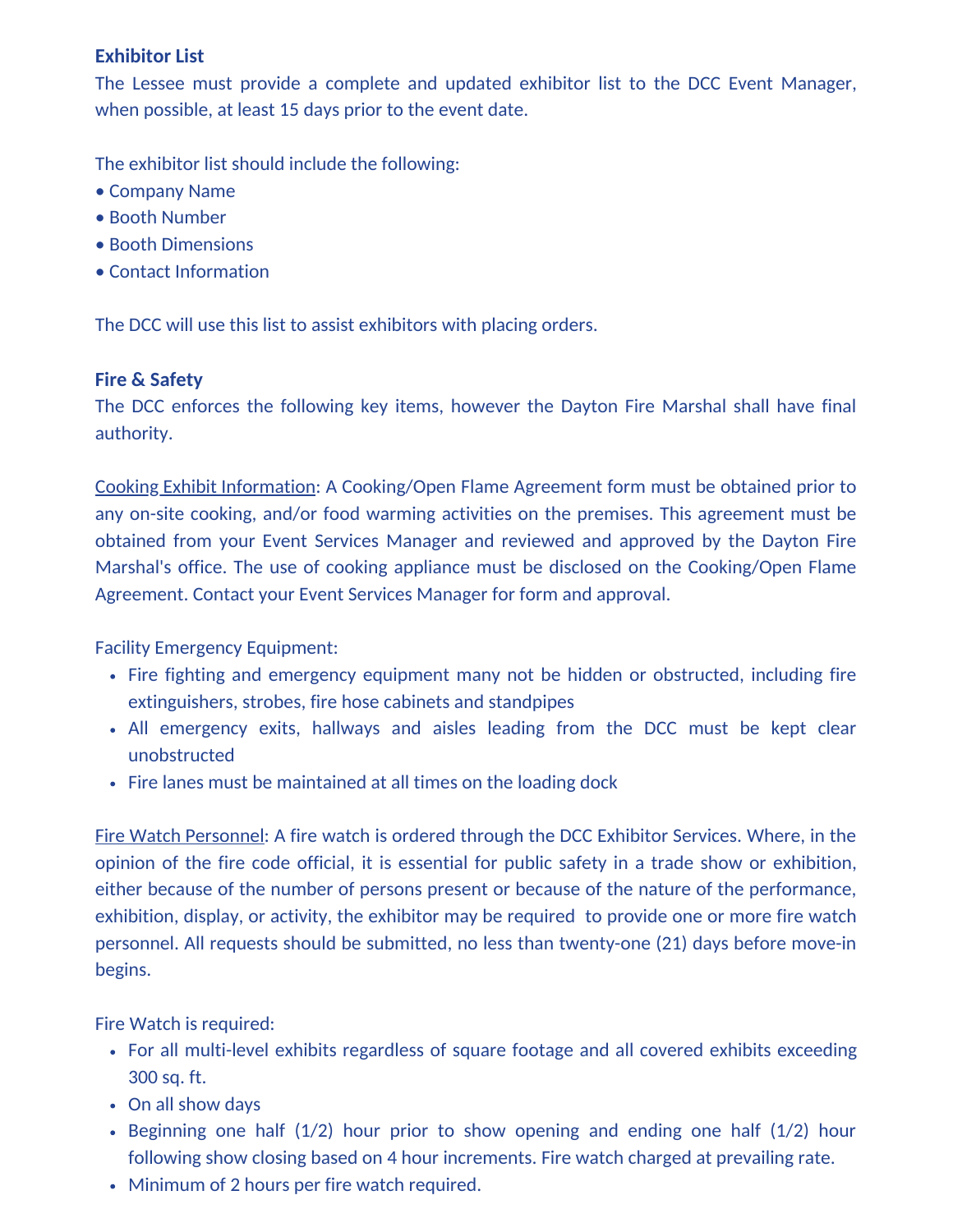**Exhibitor List**

The Lessee must provide a complete and updated exhibitor list to the DCC Event Manager, when possible, at least 15 days prior to the event date.

The exhibitor list should include the following:
- • Company Name
- • Booth Number
- • Booth Dimensions
- • Contact Information

The DCC will use this list to assist exhibitors with placing orders.

**Fire & Safety**

The DCC enforces the following key items, however the Dayton Fire Marshal shall have final authority.

Cooking Exhibit Information: A Cooking/Open Flame Agreement form must be obtained prior to any on-site cooking, and/or food warming activities on the premises. This agreement must be obtained from your Event Services Manager and reviewed and approved by the Dayton Fire Marshal's office. The use of cooking appliance must be disclosed on the Cooking/Open Flame Agreement. Contact your Event Services Manager for form and approval.

Facility Emergency Equipment:

- Fire fighting and emergency equipment many not be hidden or obstructed, including fire extinguishers, strobes, fire hose cabinets and standpipes
- All emergency exits, hallways and aisles leading from the DCC must be kept clear unobstructed
- Fire lanes must be maintained at all times on the loading dock

Fire Watch Personnel: A fire watch is ordered through the DCC Exhibitor Services. Where, in the opinion of the fire code official, it is essential for public safety in a trade show or exhibition, either because of the number of persons present or because of the nature of the performance, exhibition, display, or activity, the exhibitor may be required to provide one or more fire watch personnel. All requests should be submitted, no less than twenty-one (21) days before move-in begins.

Fire Watch is required:

- For all multi-level exhibits regardless of square footage and all covered exhibits exceeding 300 sq. ft.
- On all show days
- Beginning one half (1/2) hour prior to show opening and ending one half (1/2) hour following show closing based on 4 hour increments. Fire watch charged at prevailing rate.
- Minimum of 2 hours per fire watch required.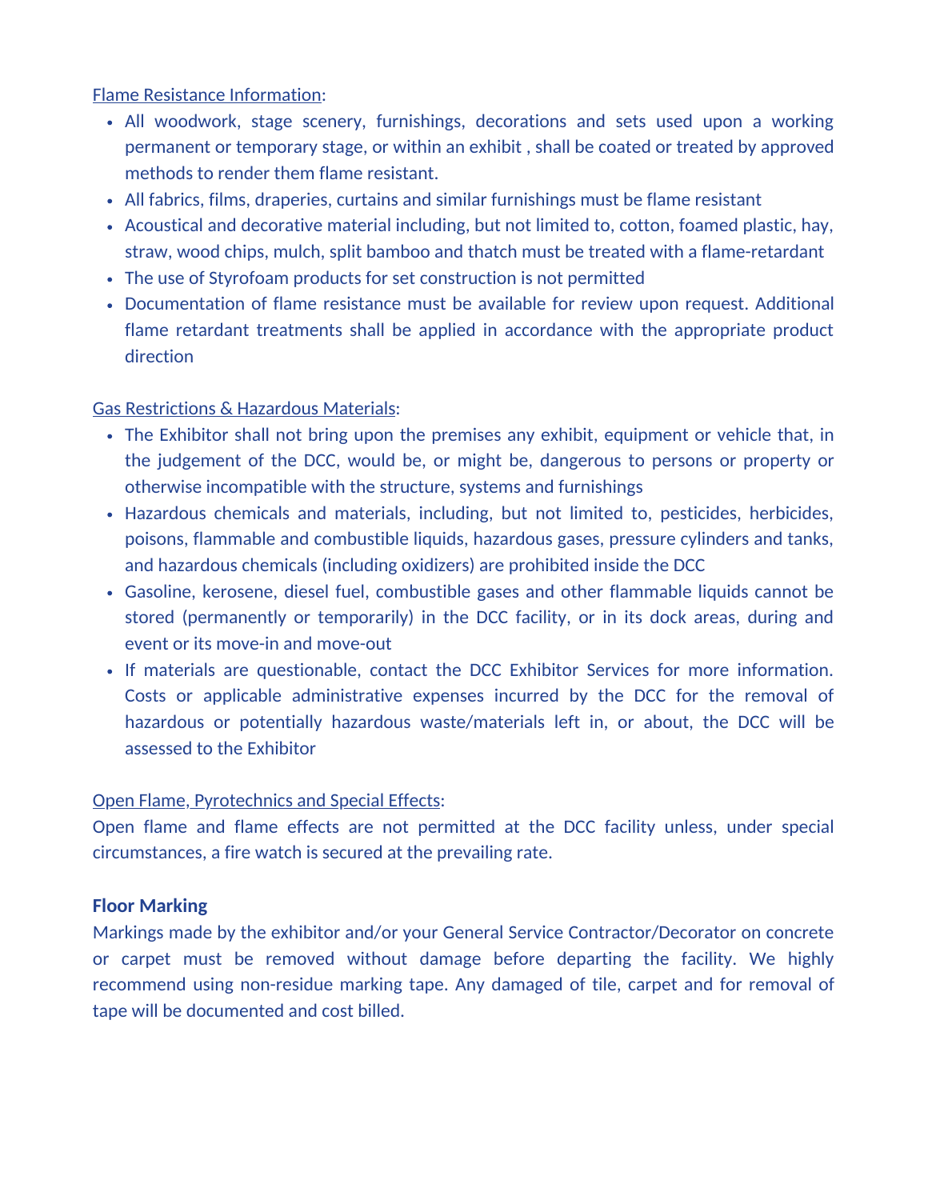Flame Resistance Information:

- All woodwork, stage scenery, furnishings, decorations and sets used upon a working permanent or temporary stage, or within an exhibit , shall be coated or treated by approved methods to render them flame resistant.
- All fabrics, films, draperies, curtains and similar furnishings must be flame resistant
- Acoustical and decorative material including, but not limited to, cotton, foamed plastic, hay, straw, wood chips, mulch, split bamboo and thatch must be treated with a flame-retardant
- The use of Styrofoam products for set construction is not permitted
- Documentation of flame resistance must be available for review upon request. Additional flame retardant treatments shall be applied in accordance with the appropriate product direction

Gas Restrictions & Hazardous Materials:

- The Exhibitor shall not bring upon the premises any exhibit, equipment or vehicle that, in the judgement of the DCC, would be, or might be, dangerous to persons or property or otherwise incompatible with the structure, systems and furnishings
- Hazardous chemicals and materials, including, but not limited to, pesticides, herbicides, poisons, flammable and combustible liquids, hazardous gases, pressure cylinders and tanks, and hazardous chemicals (including oxidizers) are prohibited inside the DCC
- Gasoline, kerosene, diesel fuel, combustible gases and other flammable liquids cannot be stored (permanently or temporarily) in the DCC facility, or in its dock areas, during and event or its move-in and move-out
- If materials are questionable, contact the DCC Exhibitor Services for more information. Costs or applicable administrative expenses incurred by the DCC for the removal of hazardous or potentially hazardous waste/materials left in, or about, the DCC will be assessed to the Exhibitor

Open Flame, Pyrotechnics and Special Effects:

Open flame and flame effects are not permitted at the DCC facility unless, under special circumstances, a fire watch is secured at the prevailing rate.

**Floor Marking**

Markings made by the exhibitor and/or your General Service Contractor/Decorator on concrete or carpet must be removed without damage before departing the facility. We highly recommend using non-residue marking tape. Any damaged of tile, carpet and for removal of tape will be documented and cost billed.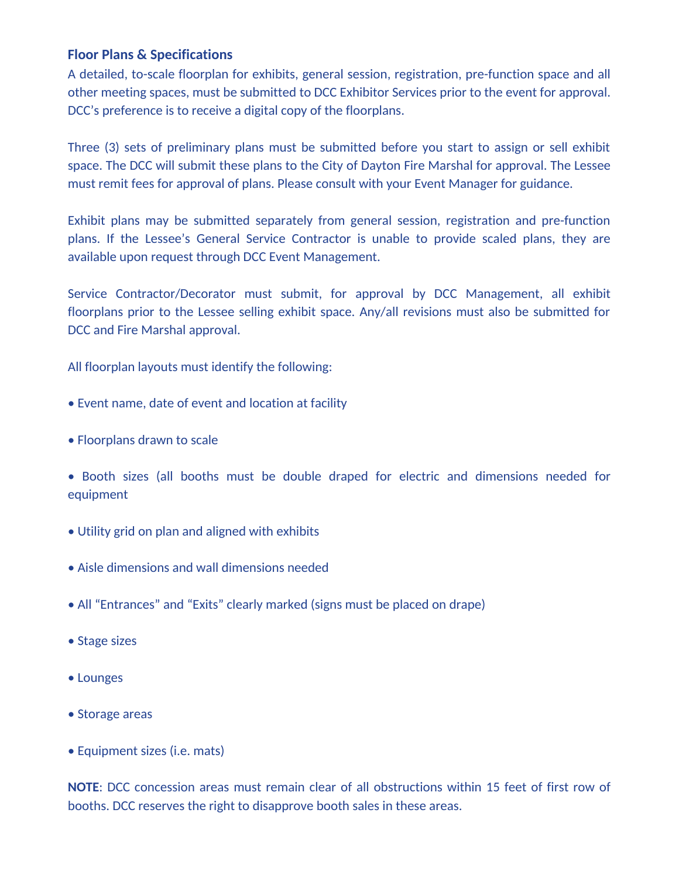**Floor Plans & Specifications**

A detailed, to-scale floorplan for exhibits, general session, registration, pre-function space and all other meeting spaces, must be submitted to DCC Exhibitor Services prior to the event for approval. DCC's preference is to receive a digital copy of the floorplans.

Three (3) sets of preliminary plans must be submitted before you start to assign or sell exhibit space. The DCC will submit these plans to the City of Dayton Fire Marshal for approval. The Lessee must remit fees for approval of plans. Please consult with your Event Manager for guidance.

Exhibit plans may be submitted separately from general session, registration and pre-function plans. If the Lessee's General Service Contractor is unable to provide scaled plans, they are available upon request through DCC Event Management.

Service Contractor/Decorator must submit, for approval by DCC Management, all exhibit floorplans prior to the Lessee selling exhibit space. Any/all revisions must also be submitted for DCC and Fire Marshal approval.

All floorplan layouts must identify the following:

- Event name, date of event and location at facility
- Floorplans drawn to scale
- Booth sizes (all booths must be double draped for electric and dimensions needed for equipment
- Utility grid on plan and aligned with exhibits
- Aisle dimensions and wall dimensions needed
- All "Entrances" and "Exits" clearly marked (signs must be placed on drape)
- Stage sizes
- Lounges
- Storage areas
- Equipment sizes (i.e. mats)

**NOTE**: DCC concession areas must remain clear of all obstructions within 15 feet of first row of booths. DCC reserves the right to disapprove booth sales in these areas.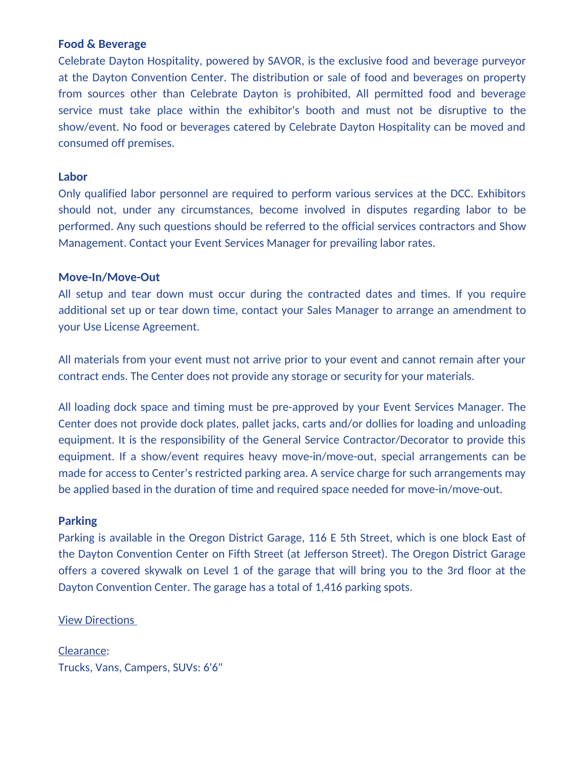**Food & Beverage**

Celebrate Dayton Hospitality, powered by SAVOR, is the exclusive food and beverage purveyor at the Dayton Convention Center. The distribution or sale of food and beverages on property from sources other than Celebrate Dayton is prohibited, All permitted food and beverage service must take place within the exhibitor's booth and must not be disruptive to the show/event. No food or beverages catered by Celebrate Dayton Hospitality can be moved and consumed off premises.

**Labor**

Only qualified labor personnel are required to perform various services at the DCC. Exhibitors should not, under any circumstances, become involved in disputes regarding labor to be performed. Any such questions should be referred to the official services contractors and Show Management. Contact your Event Services Manager for prevailing labor rates.

**Move-In/Move-Out**

All setup and tear down must occur during the contracted dates and times. If you require additional set up or tear down time, contact your Sales Manager to arrange an amendment to your Use License Agreement.

All materials from your event must not arrive prior to your event and cannot remain after your contract ends. The Center does not provide any storage or security for your materials.

All loading dock space and timing must be pre-approved by your Event Services Manager. The Center does not provide dock plates, pallet jacks, carts and/or dollies for loading and unloading equipment. It is the responsibility of the General Service Contractor/Decorator to provide this equipment. If a show/event requires heavy move-in/move-out, special arrangements can be made for access to Center's restricted parking area. A service charge for such arrangements may be applied based in the duration of time and required space needed for move-in/move-out.

**Parking**

Parking is available in the Oregon District Garage, 116 E 5th Street, which is one block East of the Dayton Convention Center on Fifth Street (at Jefferson Street). The Oregon District Garage offers a covered skywalk on Level 1 of the garage that will bring you to the 3rd floor at the Dayton Convention Center. The garage has a total of 1,416 parking spots.

View Directions

Clearance:
Trucks, Vans, Campers, SUVs: 6'6"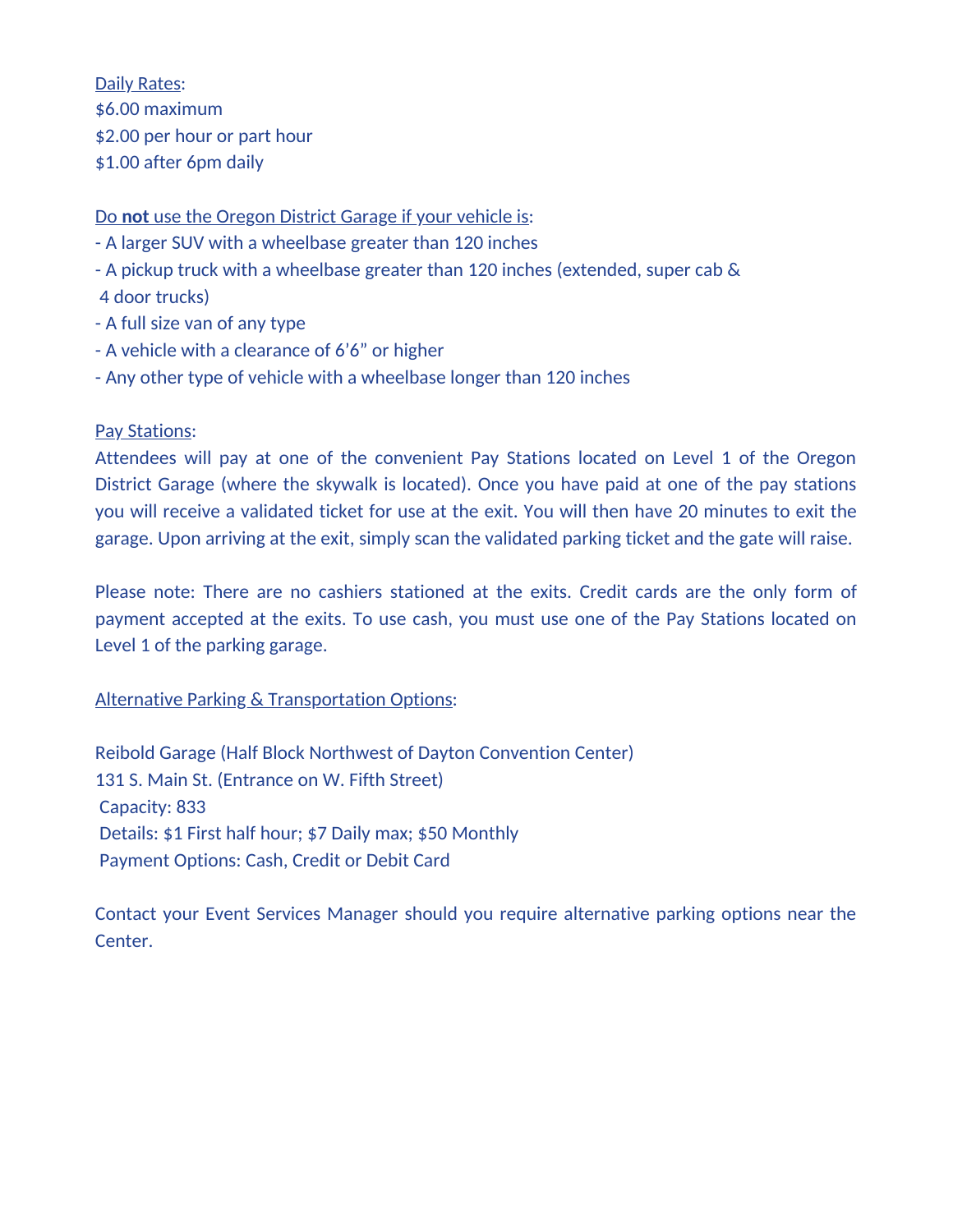Daily Rates:
$6.00 maximum
$2.00 per hour or part hour
$1.00 after 6pm daily

Do **not** use the Oregon District Garage if your vehicle is:

- A larger SUV with a wheelbase greater than 120 inches
- A pickup truck with a wheelbase greater than 120 inches (extended, super cab & 4 door trucks)
- A full size van of any type
- A vehicle with a clearance of 6'6" or higher
- Any other type of vehicle with a wheelbase longer than 120 inches

Pay Stations:

Attendees will pay at one of the convenient Pay Stations located on Level 1 of the Oregon District Garage (where the skywalk is located). Once you have paid at one of the pay stations you will receive a validated ticket for use at the exit. You will then have 20 minutes to exit the garage. Upon arriving at the exit, simply scan the validated parking ticket and the gate will raise.

Please note: There are no cashiers stationed at the exits. Credit cards are the only form of payment accepted at the exits. To use cash, you must use one of the Pay Stations located on Level 1 of the parking garage.

Alternative Parking & Transportation Options:

Reibold Garage (Half Block Northwest of Dayton Convention Center)
131 S. Main St. (Entrance on W. Fifth Street)
Capacity: 833
Details: $1 First half hour; $7 Daily max; $50 Monthly
Payment Options: Cash, Credit or Debit Card

Contact your Event Services Manager should you require alternative parking options near the Center.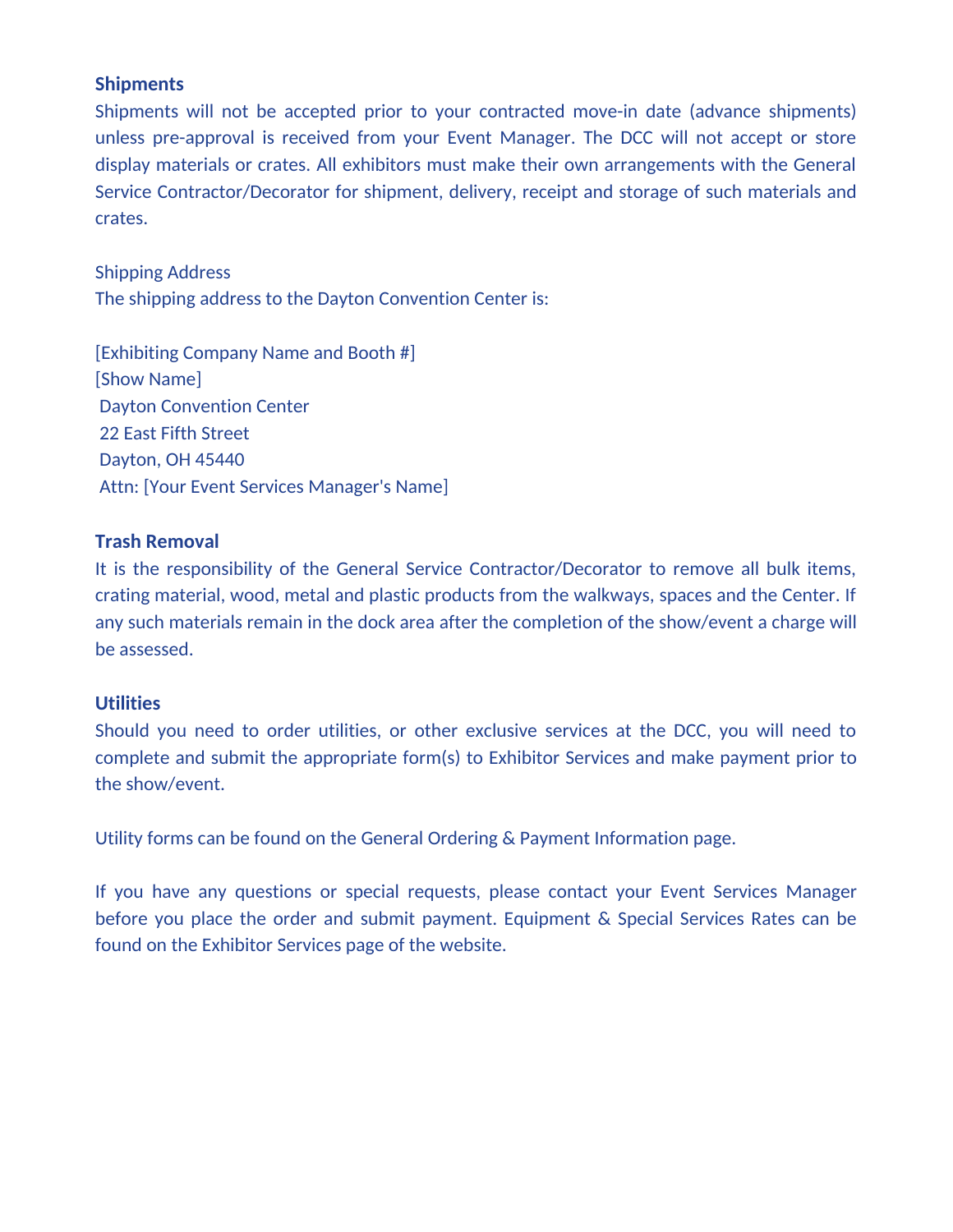## Shipments

Shipments will not be accepted prior to your contracted move-in date (advance shipments) unless pre-approval is received from your Event Manager. The DCC will not accept or store display materials or crates. All exhibitors must make their own arrangements with the General Service Contractor/Decorator for shipment, delivery, receipt and storage of such materials and crates.

Shipping Address

The shipping address to the Dayton Convention Center is:

[Exhibiting Company Name and Booth #]
[Show Name]
Dayton Convention Center
22 East Fifth Street
Dayton, OH 45440
Attn: [Your Event Services Manager's Name]

## Trash Removal

It is the responsibility of the General Service Contractor/Decorator to remove all bulk items, crating material, wood, metal and plastic products from the walkways, spaces and the Center. If any such materials remain in the dock area after the completion of the show/event a charge will be assessed.

## Utilities

Should you need to order utilities, or other exclusive services at the DCC, you will need to complete and submit the appropriate form(s) to Exhibitor Services and make payment prior to the show/event.

Utility forms can be found on the General Ordering & Payment Information page.

If you have any questions or special requests, please contact your Event Services Manager before you place the order and submit payment. Equipment & Special Services Rates can be found on the Exhibitor Services page of the website.